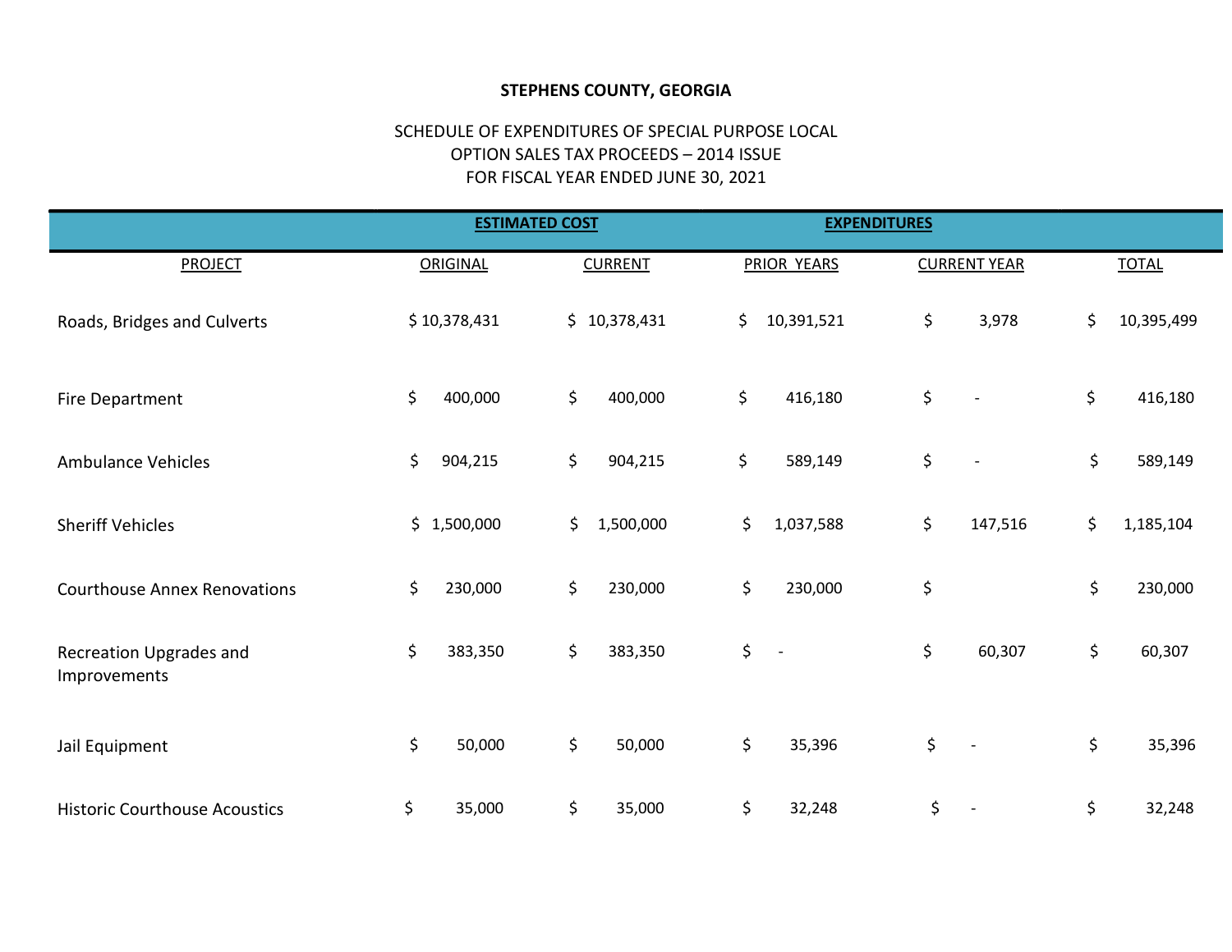**STEPHENS COUNTY, GEORGIA**

SCHEDULE OF EXPENDITURES OF SPECIAL PURPOSE LOCAL
OPTION SALES TAX PROCEEDS – 2014 ISSUE
FOR FISCAL YEAR ENDED JUNE 30, 2021

| | ESTIMATED COST | | EXPENDITURES | | |
|---|---|---|---|---|---|
| PROJECT | ORIGINAL | CURRENT | PRIOR YEARS | CURRENT YEAR | TOTAL |
| Roads, Bridges and Culverts | $ 10,378,431 | $ 10,378,431 | $ 10,391,521 | $ 3,978 | $ 10,395,499 |
| Fire Department | $ 400,000 | $ 400,000 | $ 416,180 | $ - | $ 416,180 |
| Ambulance Vehicles | $ 904,215 | $ 904,215 | $ 589,149 | $ - | $ 589,149 |
| Sheriff Vehicles | $ 1,500,000 | $ 1,500,000 | $ 1,037,588 | $ 147,516 | $ 1,185,104 |
| Courthouse Annex Renovations | $ 230,000 | $ 230,000 | $ 230,000 | $ | $ 230,000 |
| Recreation Upgrades and Improvements | $ 383,350 | $ 383,350 | $ - | $ 60,307 | $ 60,307 |
| Jail Equipment | $ 50,000 | $ 50,000 | $ 35,396 | $ - | $ 35,396 |
| Historic Courthouse Acoustics | $ 35,000 | $ 35,000 | $ 32,248 | $ - | $ 32,248 |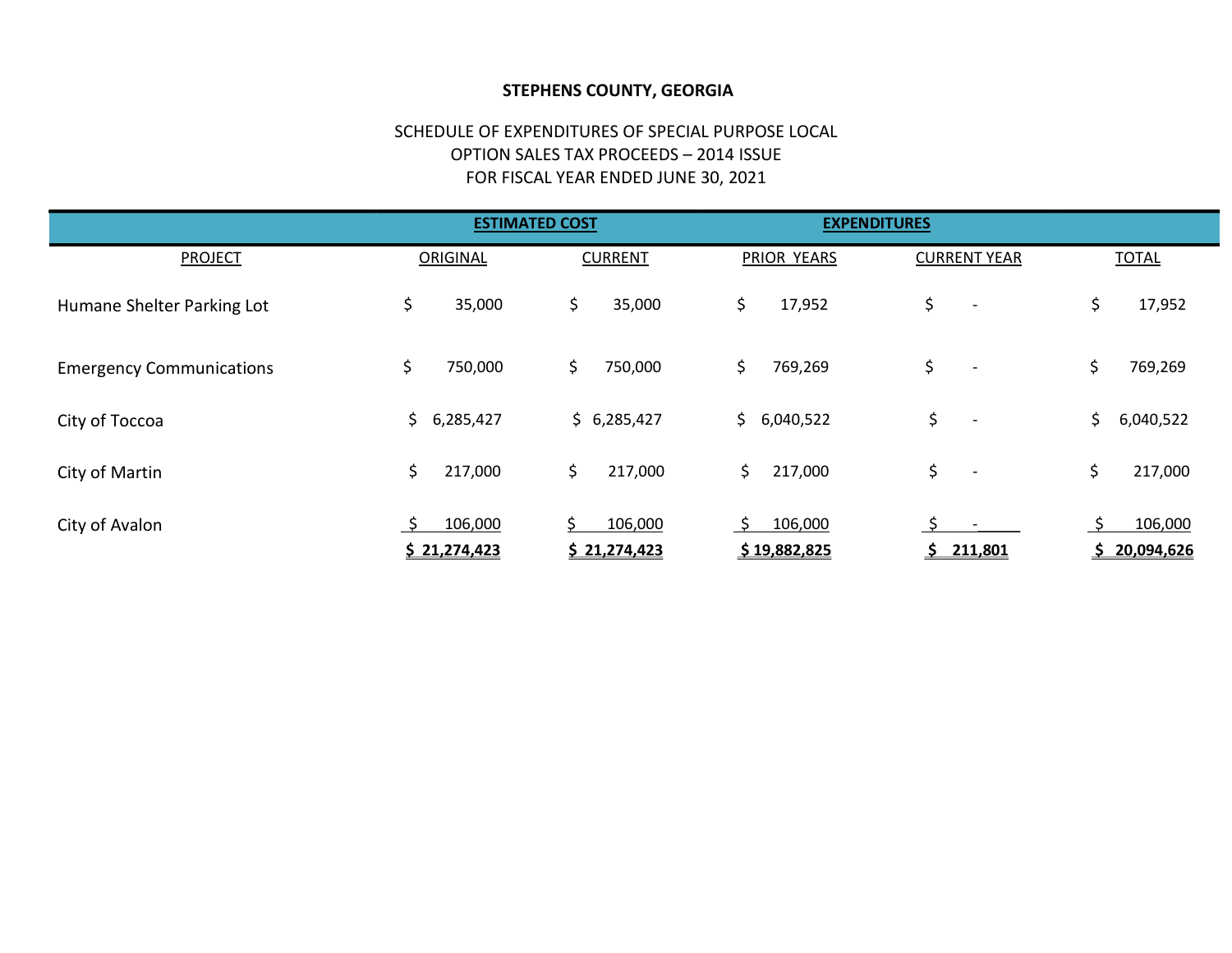**STEPHENS COUNTY, GEORGIA**

SCHEDULE OF EXPENDITURES OF SPECIAL PURPOSE LOCAL
OPTION SALES TAX PROCEEDS – 2014 ISSUE
FOR FISCAL YEAR ENDED JUNE 30, 2021

| | ESTIMATED COST | | EXPENDITURES | | |
|---|---|---|---|---|---|
| PROJECT | ORIGINAL | CURRENT | PRIOR YEARS | CURRENT YEAR | TOTAL |
| Humane Shelter Parking Lot | $ 35,000 | $ 35,000 | $ 17,952 | $ - | $ 17,952 |
| Emergency Communications | $ 750,000 | $ 750,000 | $ 769,269 | $ - | $ 769,269 |
| City of Toccoa | $ 6,285,427 | $ 6,285,427 | $ 6,040,522 | $ - | $ 6,040,522 |
| City of Martin | $ 217,000 | $ 217,000 | $ 217,000 | $ - | $ 217,000 |
| City of Avalon | $ 106,000 | $ 106,000 | $ 106,000 | $ - | $ 106,000 |
| | **$ 21,274,423** | **$ 21,274,423** | **$ 19,882,825** | **$ 211,801** | **$ 20,094,626** |